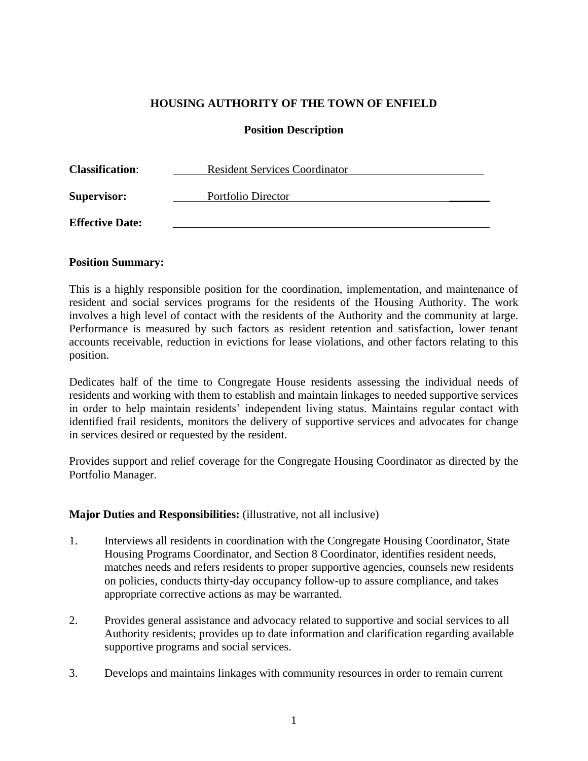**HOUSING AUTHORITY OF THE TOWN OF ENFIELD**

**Position Description**

**Classification**: Resident Services Coordinator

**Supervisor:** Portfolio Director

**Effective Date:** ______________________________

**Position Summary:**

This is a highly responsible position for the coordination, implementation, and maintenance of resident and social services programs for the residents of the Housing Authority. The work involves a high level of contact with the residents of the Authority and the community at large. Performance is measured by such factors as resident retention and satisfaction, lower tenant accounts receivable, reduction in evictions for lease violations, and other factors relating to this position.

Dedicates half of the time to Congregate House residents assessing the individual needs of residents and working with them to establish and maintain linkages to needed supportive services in order to help maintain residents' independent living status. Maintains regular contact with identified frail residents, monitors the delivery of supportive services and advocates for change in services desired or requested by the resident.

Provides support and relief coverage for the Congregate Housing Coordinator as directed by the Portfolio Manager.

**Major Duties and Responsibilities:** (illustrative, not all inclusive)

1. Interviews all residents in coordination with the Congregate Housing Coordinator, State Housing Programs Coordinator, and Section 8 Coordinator, identifies resident needs, matches needs and refers residents to proper supportive agencies, counsels new residents on policies, conducts thirty-day occupancy follow-up to assure compliance, and takes appropriate corrective actions as may be warranted.

2. Provides general assistance and advocacy related to supportive and social services to all Authority residents; provides up to date information and clarification regarding available supportive programs and social services.

3. Develops and maintains linkages with community resources in order to remain current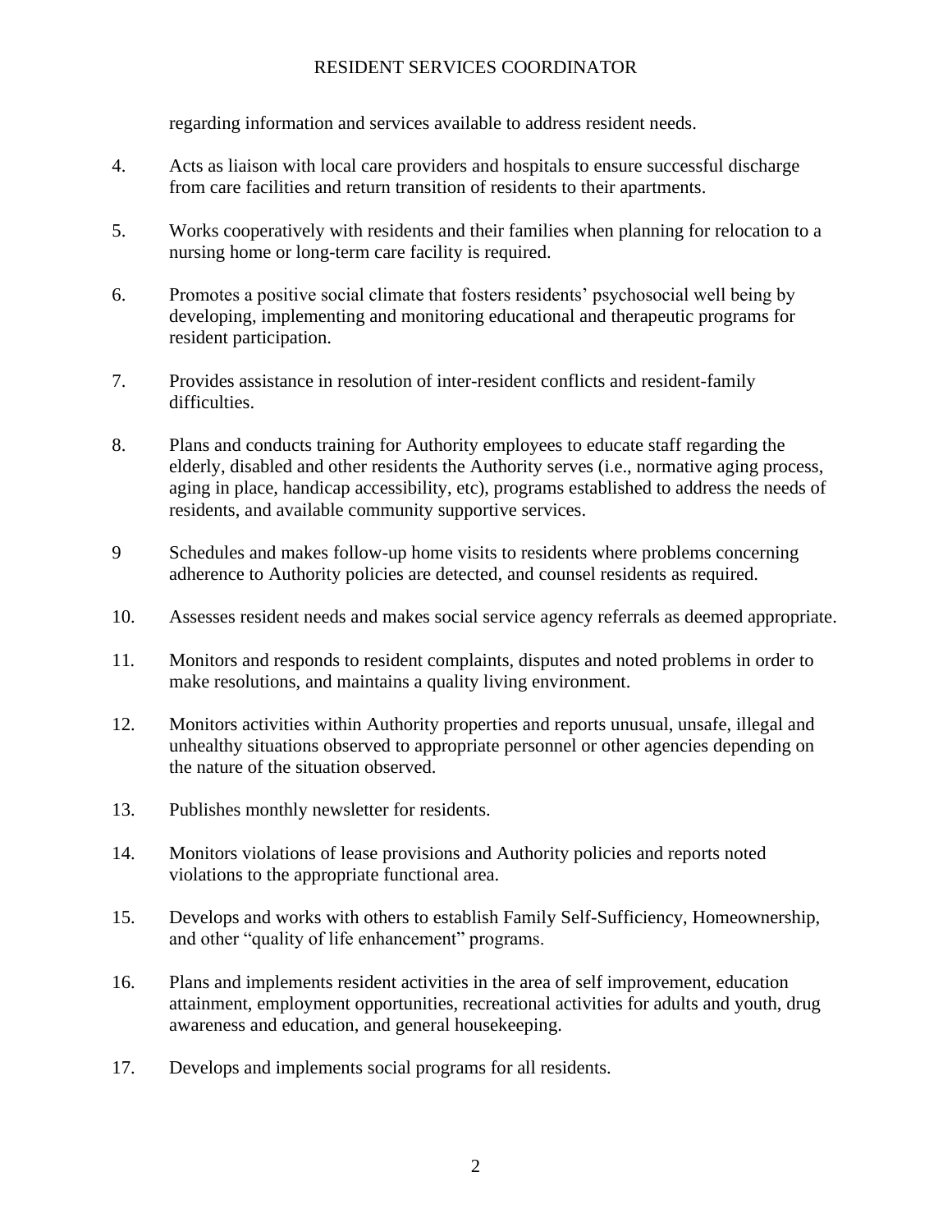regarding information and services available to address resident needs.

4. Acts as liaison with local care providers and hospitals to ensure successful discharge from care facilities and return transition of residents to their apartments.

5. Works cooperatively with residents and their families when planning for relocation to a nursing home or long-term care facility is required.

6. Promotes a positive social climate that fosters residents' psychosocial well being by developing, implementing and monitoring educational and therapeutic programs for resident participation.

7. Provides assistance in resolution of inter-resident conflicts and resident-family difficulties.

8. Plans and conducts training for Authority employees to educate staff regarding the elderly, disabled and other residents the Authority serves (i.e., normative aging process, aging in place, handicap accessibility, etc), programs established to address the needs of residents, and available community supportive services.

9 Schedules and makes follow-up home visits to residents where problems concerning adherence to Authority policies are detected, and counsel residents as required.

10. Assesses resident needs and makes social service agency referrals as deemed appropriate.

11. Monitors and responds to resident complaints, disputes and noted problems in order to make resolutions, and maintains a quality living environment.

12. Monitors activities within Authority properties and reports unusual, unsafe, illegal and unhealthy situations observed to appropriate personnel or other agencies depending on the nature of the situation observed.

13. Publishes monthly newsletter for residents.

14. Monitors violations of lease provisions and Authority policies and reports noted violations to the appropriate functional area.

15. Develops and works with others to establish Family Self-Sufficiency, Homeownership, and other "quality of life enhancement" programs.

16. Plans and implements resident activities in the area of self improvement, education attainment, employment opportunities, recreational activities for adults and youth, drug awareness and education, and general housekeeping.

17. Develops and implements social programs for all residents.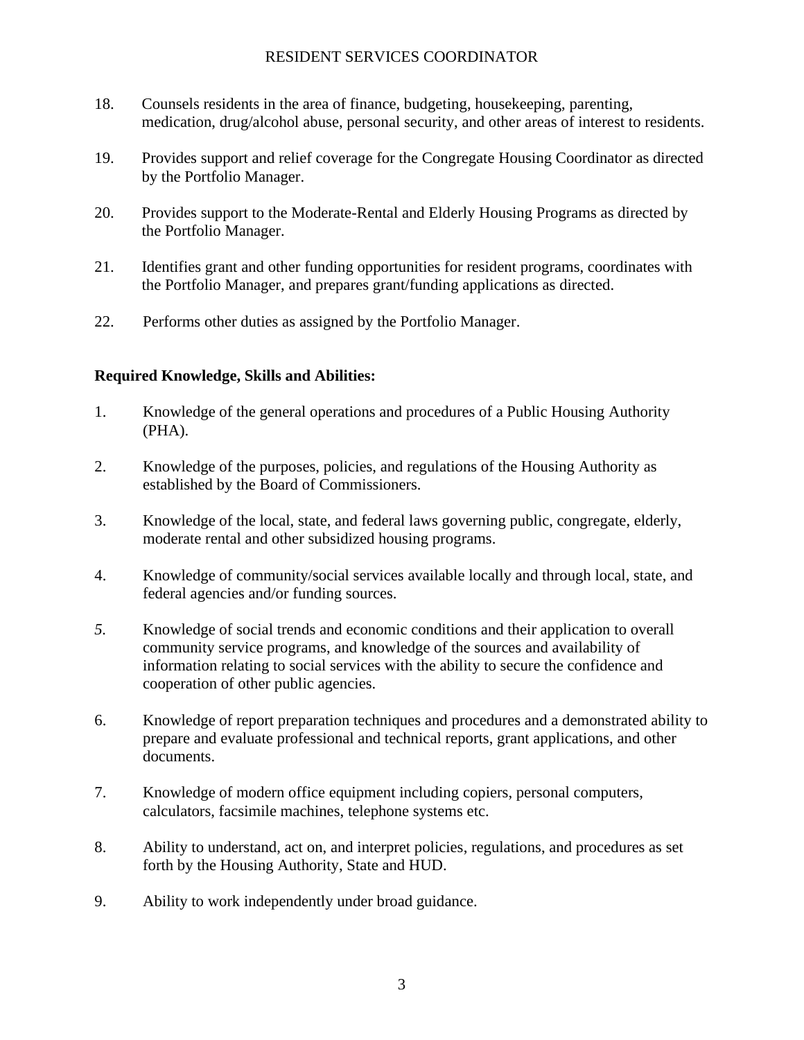18. Counsels residents in the area of finance, budgeting, housekeeping, parenting, medication, drug/alcohol abuse, personal security, and other areas of interest to residents.

19. Provides support and relief coverage for the Congregate Housing Coordinator as directed by the Portfolio Manager.

20. Provides support to the Moderate-Rental and Elderly Housing Programs as directed by the Portfolio Manager.

21. Identifies grant and other funding opportunities for resident programs, coordinates with the Portfolio Manager, and prepares grant/funding applications as directed.

22. Performs other duties as assigned by the Portfolio Manager.

**Required Knowledge, Skills and Abilities:**

1. Knowledge of the general operations and procedures of a Public Housing Authority (PHA).

2. Knowledge of the purposes, policies, and regulations of the Housing Authority as established by the Board of Commissioners.

3. Knowledge of the local, state, and federal laws governing public, congregate, elderly, moderate rental and other subsidized housing programs.

4. Knowledge of community/social services available locally and through local, state, and federal agencies and/or funding sources.

5. Knowledge of social trends and economic conditions and their application to overall community service programs, and knowledge of the sources and availability of information relating to social services with the ability to secure the confidence and cooperation of other public agencies.

6. Knowledge of report preparation techniques and procedures and a demonstrated ability to prepare and evaluate professional and technical reports, grant applications, and other documents.

7. Knowledge of modern office equipment including copiers, personal computers, calculators, facsimile machines, telephone systems etc.

8. Ability to understand, act on, and interpret policies, regulations, and procedures as set forth by the Housing Authority, State and HUD.

9. Ability to work independently under broad guidance.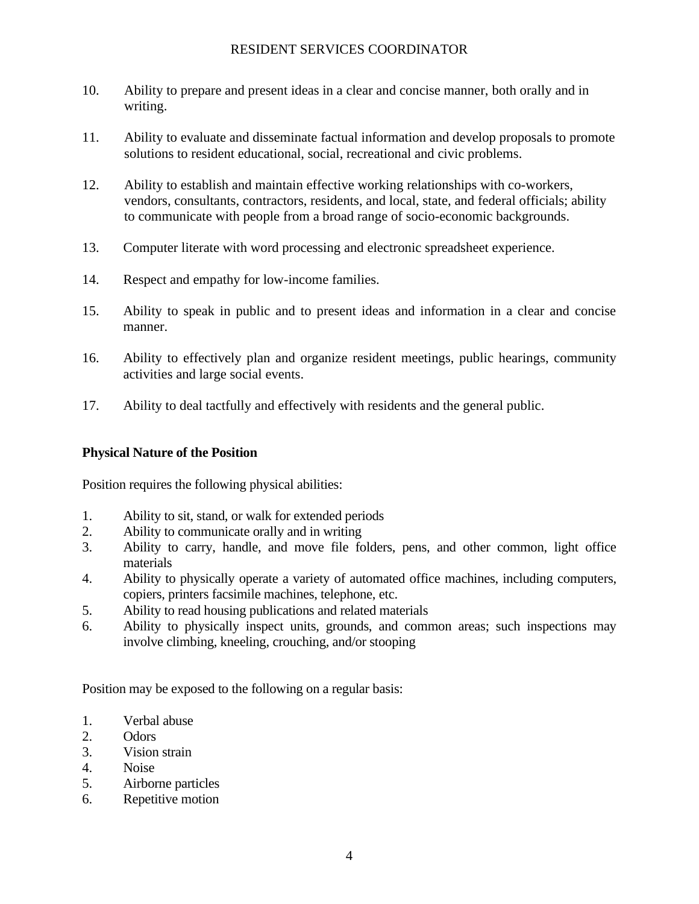10. Ability to prepare and present ideas in a clear and concise manner, both orally and in writing.

11. Ability to evaluate and disseminate factual information and develop proposals to promote solutions to resident educational, social, recreational and civic problems.

12. Ability to establish and maintain effective working relationships with co-workers, vendors, consultants, contractors, residents, and local, state, and federal officials; ability to communicate with people from a broad range of socio-economic backgrounds.

13. Computer literate with word processing and electronic spreadsheet experience.

14. Respect and empathy for low-income families.

15. Ability to speak in public and to present ideas and information in a clear and concise manner.

16. Ability to effectively plan and organize resident meetings, public hearings, community activities and large social events.

17. Ability to deal tactfully and effectively with residents and the general public.

**Physical Nature of the Position**

Position requires the following physical abilities:

1. Ability to sit, stand, or walk for extended periods
2. Ability to communicate orally and in writing
3. Ability to carry, handle, and move file folders, pens, and other common, light office materials
4. Ability to physically operate a variety of automated office machines, including computers, copiers, printers facsimile machines, telephone, etc.
5. Ability to read housing publications and related materials
6. Ability to physically inspect units, grounds, and common areas; such inspections may involve climbing, kneeling, crouching, and/or stooping

Position may be exposed to the following on a regular basis:

1. Verbal abuse
2. Odors
3. Vision strain
4. Noise
5. Airborne particles
6. Repetitive motion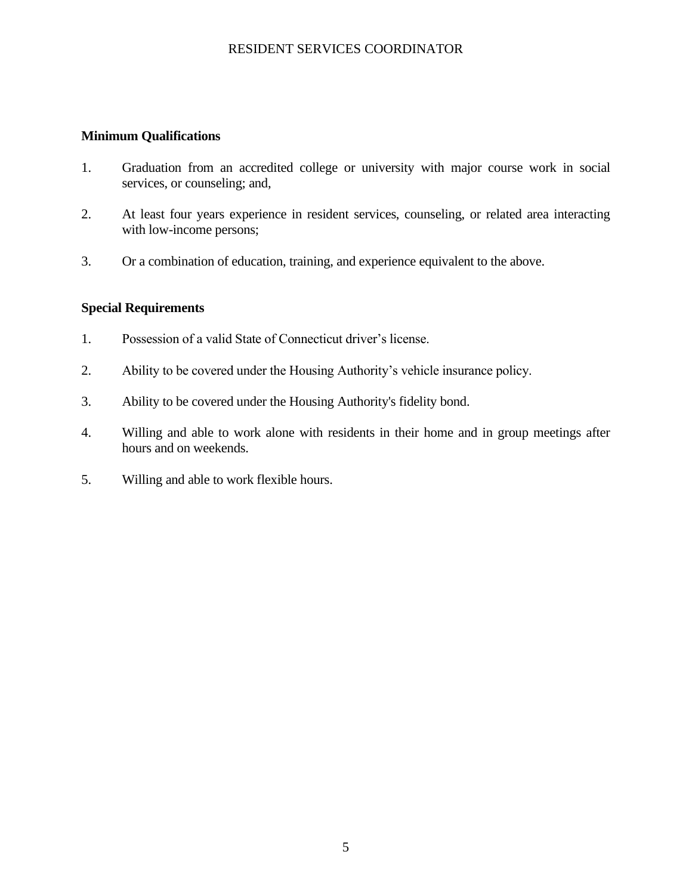**Minimum Qualifications**

1. Graduation from an accredited college or university with major course work in social services, or counseling; and,

2. At least four years experience in resident services, counseling, or related area interacting with low-income persons;

3. Or a combination of education, training, and experience equivalent to the above.

**Special Requirements**

1. Possession of a valid State of Connecticut driver's license.

2. Ability to be covered under the Housing Authority's vehicle insurance policy.

3. Ability to be covered under the Housing Authority's fidelity bond.

4. Willing and able to work alone with residents in their home and in group meetings after hours and on weekends.

5. Willing and able to work flexible hours.